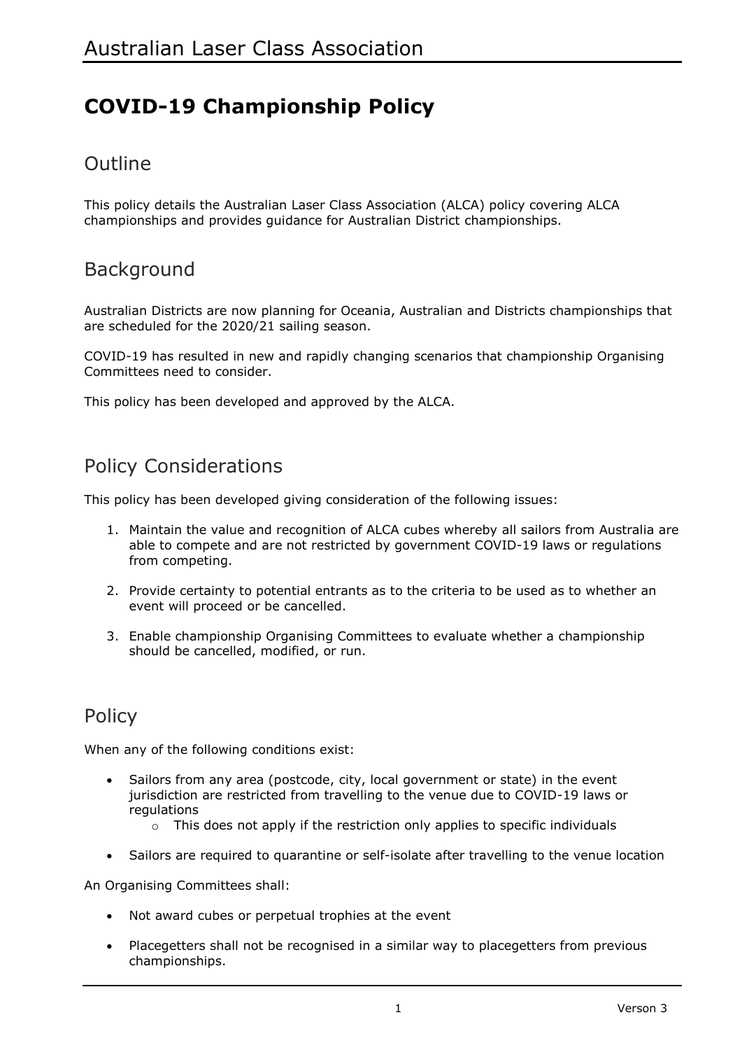# Australian Laser Class Association

## COVID-19 Championship Policy

### Outline

This policy details the Australian Laser Class Association (ALCA) policy covering ALCA championships and provides guidance for Australian District championships.

### Background

Australian Districts are now planning for Oceania, Australian and Districts championships that are scheduled for the 2020/21 sailing season.

COVID-19 has resulted in new and rapidly changing scenarios that championship Organising Committees need to consider.

This policy has been developed and approved by the ALCA.

### Policy Considerations

This policy has been developed giving consideration of the following issues:

1. Maintain the value and recognition of ALCA cubes whereby all sailors from Australia are able to compete and are not restricted by government COVID-19 laws or regulations from competing.
2. Provide certainty to potential entrants as to the criteria to be used as to whether an event will proceed or be cancelled.
3. Enable championship Organising Committees to evaluate whether a championship should be cancelled, modified, or run.

### Policy

When any of the following conditions exist:

- Sailors from any area (postcode, city, local government or state) in the event jurisdiction are restricted from travelling to the venue due to COVID-19 laws or regulations
    - This does not apply if the restriction only applies to specific individuals
- Sailors are required to quarantine or self-isolate after travelling to the venue location

An Organising Committees shall:

- Not award cubes or perpetual trophies at the event
- Placegetters shall not be recognised in a similar way to placegetters from previous championships.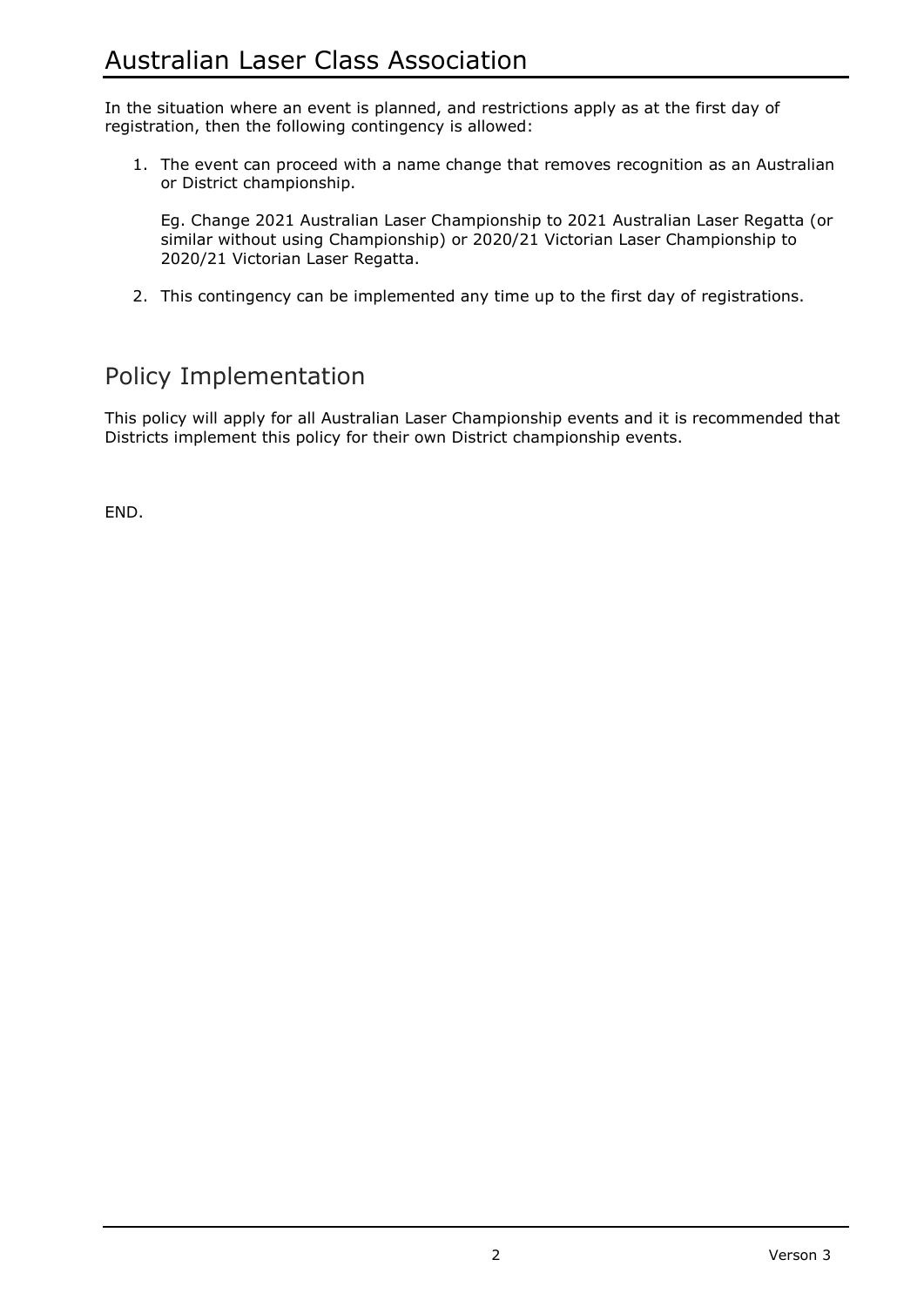In the situation where an event is planned, and restrictions apply as at the first day of registration, then the following contingency is allowed:

1. The event can proceed with a name change that removes recognition as an Australian or District championship.

   Eg. Change 2021 Australian Laser Championship to 2021 Australian Laser Regatta (or similar without using Championship) or 2020/21 Victorian Laser Championship to 2020/21 Victorian Laser Regatta.

2. This contingency can be implemented any time up to the first day of registrations.

## Policy Implementation

This policy will apply for all Australian Laser Championship events and it is recommended that Districts implement this policy for their own District championship events.

END.